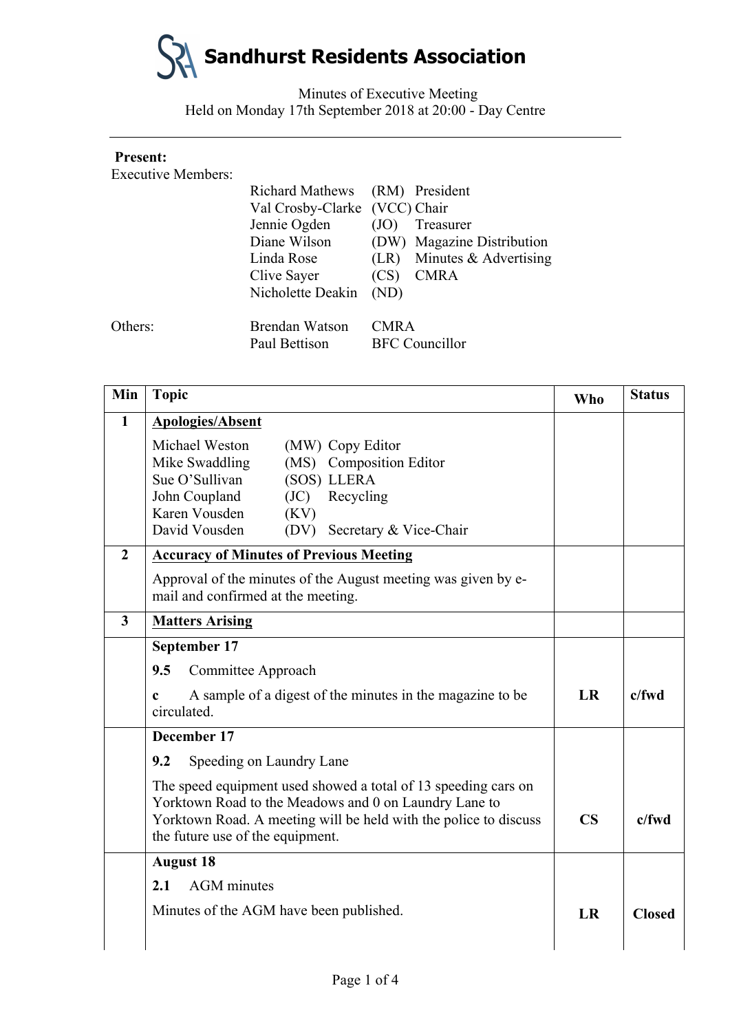# Sandhurst Residents Association

Minutes of Executive Meeting
Held on Monday 17th September 2018 at 20:00 - Day Centre

---

**Present:**

Executive Members:

| | | |
|---|---|---|
| Richard Mathews | (RM) | President |
| Val Crosby-Clarke | (VCC) | Chair |
| Jennie Ogden | (JO) | Treasurer |
| Diane Wilson | (DW) | Magazine Distribution |
| Linda Rose | (LR) | Minutes & Advertising |
| Clive Sayer | (CS) | CMRA |
| Nicholette Deakin | (ND) | |

Others:

| | |
|---|---|
| Brendan Watson | CMRA |
| Paul Bettison | BFC Councillor |

| Min | Topic | Who | Status |
|---|---|---|---|
| **1** | **Apologies/Absent**<br><br>Michael Weston (MW) Copy Editor<br>Mike Swaddling (MS) Composition Editor<br>Sue O'Sullivan (SOS) LLERA<br>John Coupland (JC) Recycling<br>Karen Vousden (KV)<br>David Vousden (DV) Secretary & Vice-Chair | | |
| **2** | **Accuracy of Minutes of Previous Meeting**<br><br>Approval of the minutes of the August meeting was given by e-mail and confirmed at the meeting. | | |
| **3** | **Matters Arising** | | |
| | **September 17**<br><br>**9.5** Committee Approach<br><br>**c** A sample of a digest of the minutes in the magazine to be circulated. | **LR** | **c/fwd** |
| | **December 17**<br><br>**9.2** Speeding on Laundry Lane<br><br>The speed equipment used showed a total of 13 speeding cars on Yorktown Road to the Meadows and 0 on Laundry Lane to Yorktown Road. A meeting will be held with the police to discuss the future use of the equipment. | **CS** | **c/fwd** |
| | **August 18**<br><br>**2.1** AGM minutes<br><br>Minutes of the AGM have been published. | **LR** | **Closed** |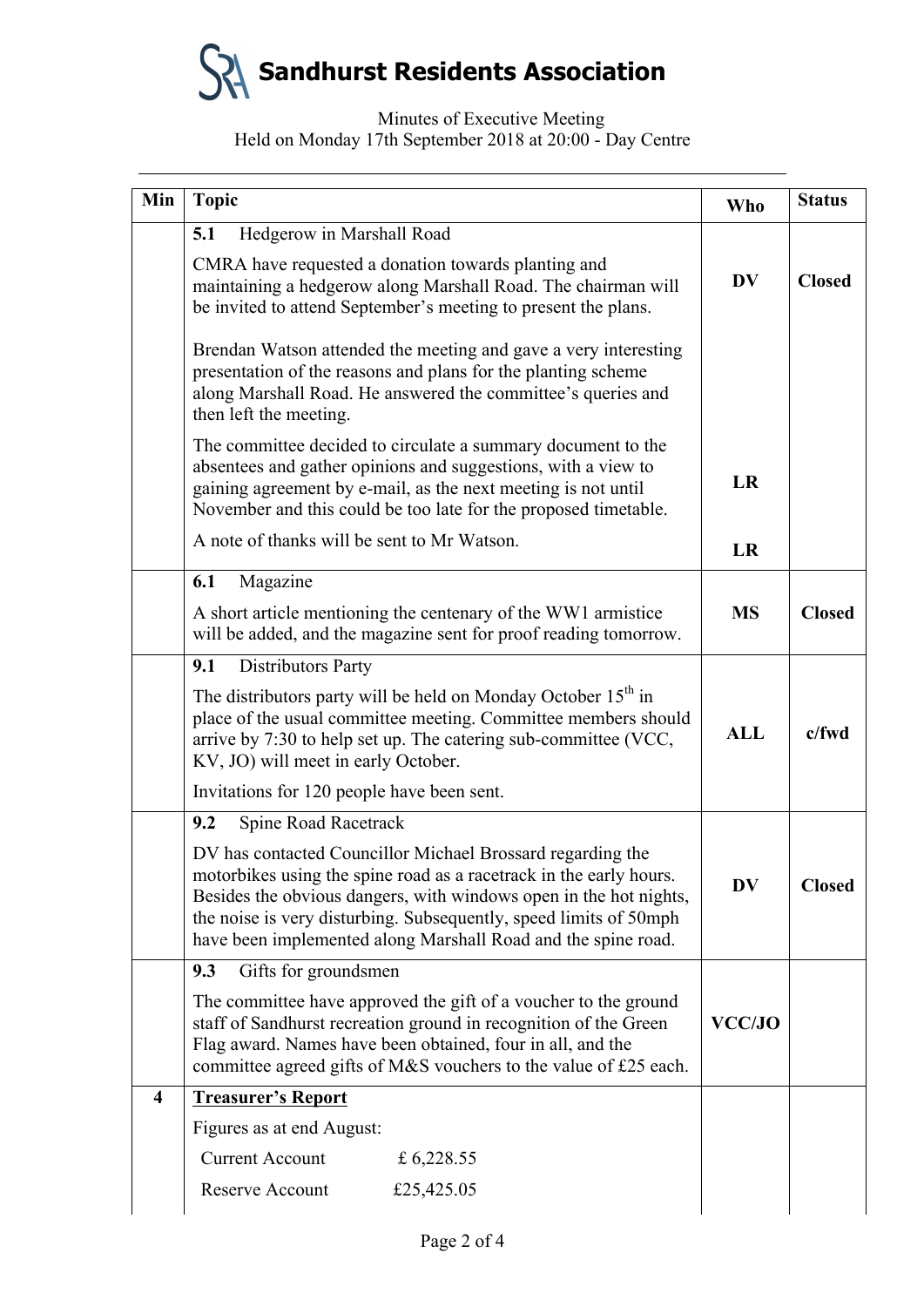**Sandhurst Residents Association**

Minutes of Executive Meeting
Held on Monday 17th September 2018 at 20:00 - Day Centre

| Min | Topic | Who | Status |
|---|---|---|---|
| | **5.1** Hedgerow in Marshall Road | | |
| | CMRA have requested a donation towards planting and maintaining a hedgerow along Marshall Road. The chairman will be invited to attend September's meeting to present the plans. | **DV** | **Closed** |
| | Brendan Watson attended the meeting and gave a very interesting presentation of the reasons and plans for the planting scheme along Marshall Road. He answered the committee's queries and then left the meeting. | | |
| | The committee decided to circulate a summary document to the absentees and gather opinions and suggestions, with a view to gaining agreement by e-mail, as the next meeting is not until November and this could be too late for the proposed timetable. | **LR** | |
| | A note of thanks will be sent to Mr Watson. | **LR** | |
| | **6.1** Magazine | | |
| | A short article mentioning the centenary of the WW1 armistice will be added, and the magazine sent for proof reading tomorrow. | **MS** | **Closed** |
| | **9.1** Distributors Party | | |
| | The distributors party will be held on Monday October 15th in place of the usual committee meeting. Committee members should arrive by 7:30 to help set up. The catering sub-committee (VCC, KV, JO) will meet in early October. | **ALL** | **c/fwd** |
| | Invitations for 120 people have been sent. | | |
| | **9.2** Spine Road Racetrack | | |
| | DV has contacted Councillor Michael Brossard regarding the motorbikes using the spine road as a racetrack in the early hours. Besides the obvious dangers, with windows open in the hot nights, the noise is very disturbing. Subsequently, speed limits of 50mph have been implemented along Marshall Road and the spine road. | **DV** | **Closed** |
| | **9.3** Gifts for groundsmen | | |
| | The committee have approved the gift of a voucher to the ground staff of Sandhurst recreation ground in recognition of the Green Flag award. Names have been obtained, four in all, and the committee agreed gifts of M&S vouchers to the value of £25 each. | **VCC/JO** | |
| **4** | **Treasurer's Report** | | |
| | Figures as at end August: | | |
| | Current Account £ 6,228.55 | | |
| | Reserve Account £25,425.05 | | |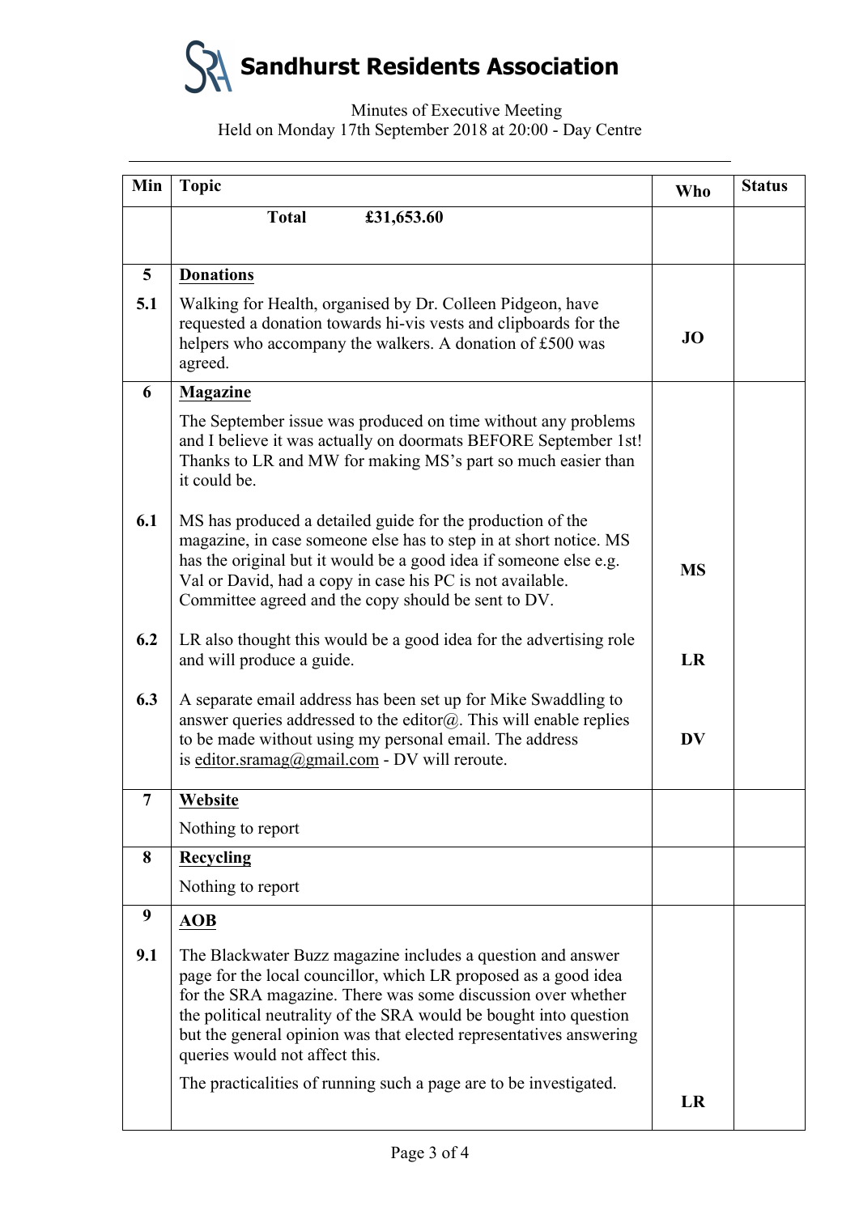# Sandhurst Residents Association

Minutes of Executive Meeting
Held on Monday 17th September 2018 at 20:00 - Day Centre

| Min | Topic | Who | Status |
|---|---|---|---|
| | **Total** **£31,653.60** | | |
| **5** | **Donations** | | |
| **5.1** | Walking for Health, organised by Dr. Colleen Pidgeon, have requested a donation towards hi-vis vests and clipboards for the helpers who accompany the walkers. A donation of £500 was agreed. | **JO** | |
| **6** | **Magazine**<br><br>The September issue was produced on time without any problems and I believe it was actually on doormats BEFORE September 1st! Thanks to LR and MW for making MS's part so much easier than it could be. | | |
| **6.1** | MS has produced a detailed guide for the production of the magazine, in case someone else has to step in at short notice. MS has the original but it would be a good idea if someone else e.g. Val or David, had a copy in case his PC is not available. Committee agreed and the copy should be sent to DV. | **MS** | |
| **6.2** | LR also thought this would be a good idea for the advertising role and will produce a guide. | **LR** | |
| **6.3** | A separate email address has been set up for Mike Swaddling to answer queries addressed to the editor@. This will enable replies to be made without using my personal email. The address is editor.sramag@gmail.com - DV will reroute. | **DV** | |
| **7** | **Website**<br><br>Nothing to report | | |
| **8** | **Recycling**<br><br>Nothing to report | | |
| **9** | **AOB** | | |
| **9.1** | The Blackwater Buzz magazine includes a question and answer page for the local councillor, which LR proposed as a good idea for the SRA magazine. There was some discussion over whether the political neutrality of the SRA would be bought into question but the general opinion was that elected representatives answering queries would not affect this.<br><br>The practicalities of running such a page are to be investigated. | **LR** | |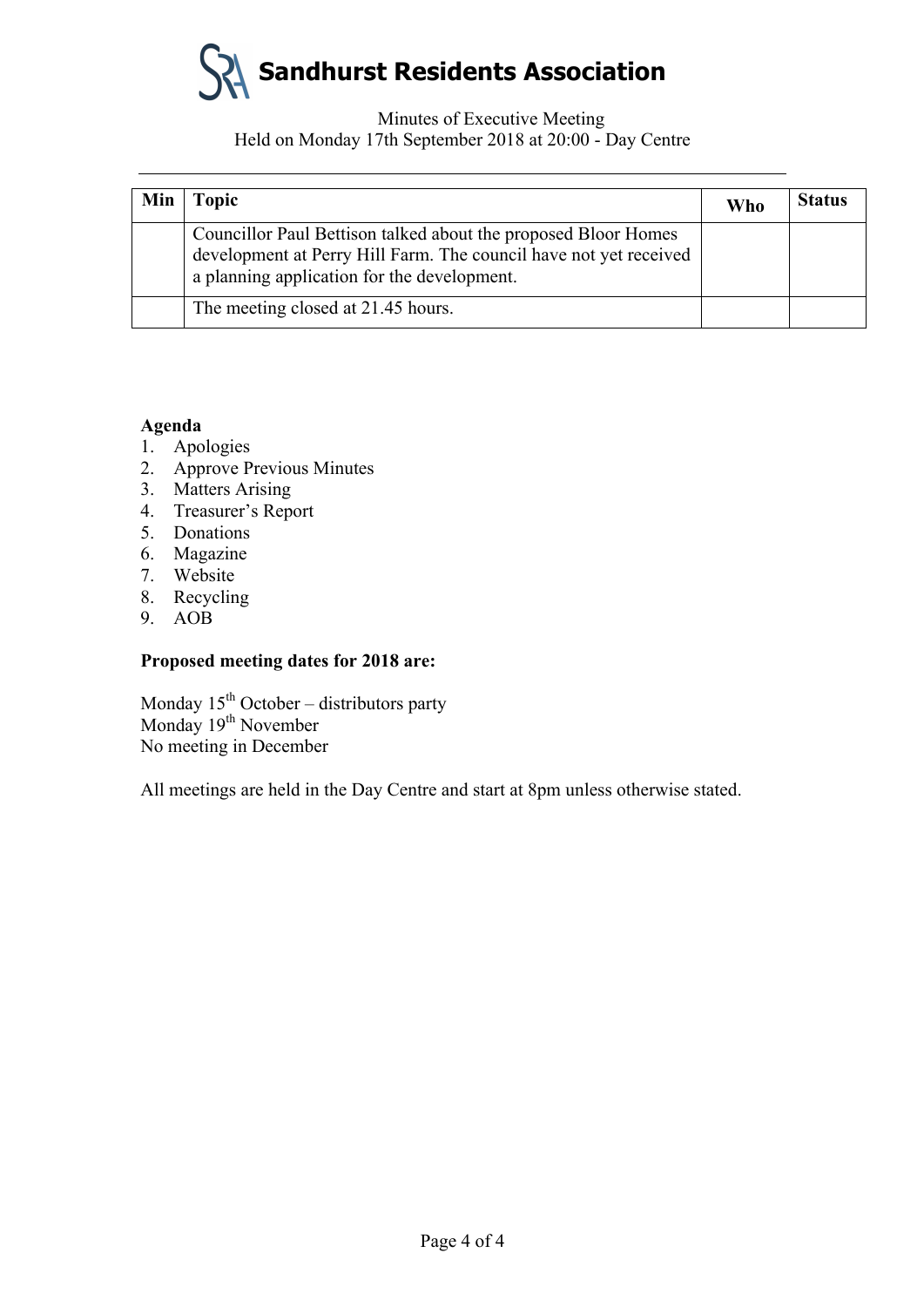# Sandhurst Residents Association

Minutes of Executive Meeting
Held on Monday 17th September 2018 at 20:00 - Day Centre

| Min | Topic | Who | Status |
|---|---|---|---|
| | Councillor Paul Bettison talked about the proposed Bloor Homes development at Perry Hill Farm. The council have not yet received a planning application for the development. | | |
| | The meeting closed at 21.45 hours. | | |

**Agenda**

1. Apologies
2. Approve Previous Minutes
3. Matters Arising
4. Treasurer's Report
5. Donations
6. Magazine
7. Website
8. Recycling
9. AOB

**Proposed meeting dates for 2018 are:**

Monday 15th October – distributors party
Monday 19th November
No meeting in December

All meetings are held in the Day Centre and start at 8pm unless otherwise stated.